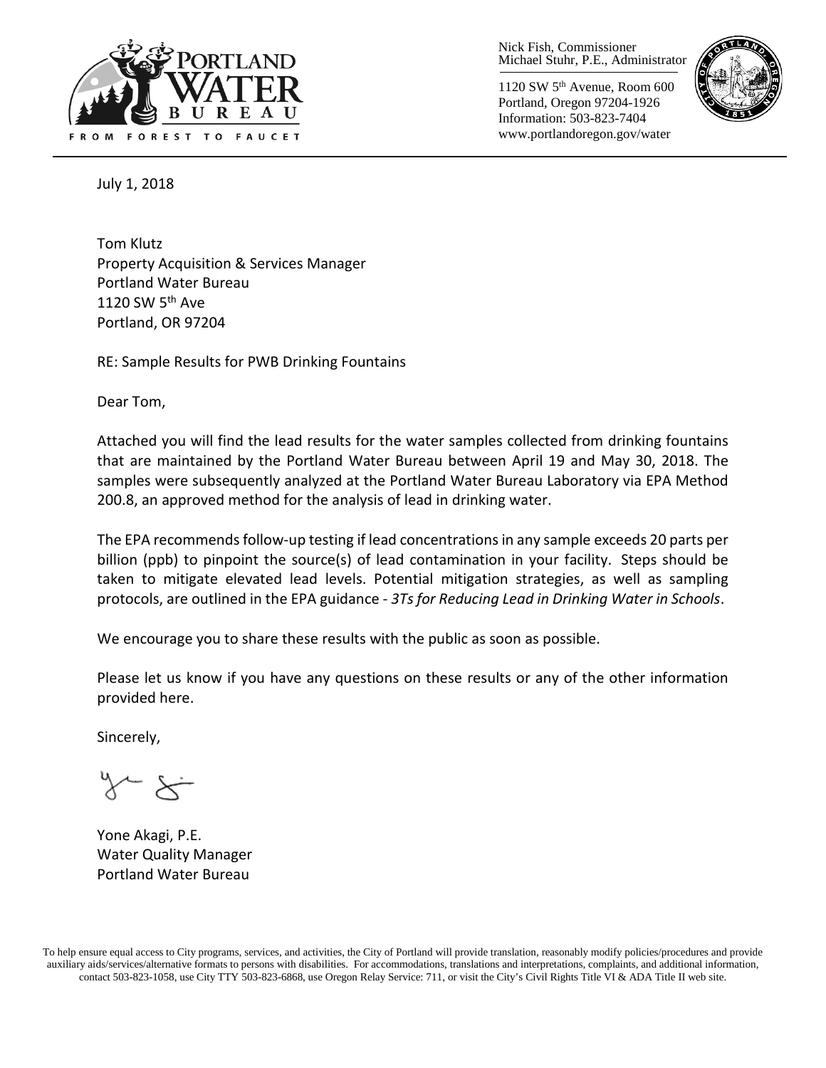Nick Fish, Commissioner
Michael Stuhr, P.E., Administrator

1120 SW 5th Avenue, Room 600
Portland, Oregon 97204-1926
Information: 503-823-7404
www.portlandoregon.gov/water

July 1, 2018

Tom Klutz
Property Acquisition & Services Manager
Portland Water Bureau
1120 SW 5th Ave
Portland, OR 97204

RE: Sample Results for PWB Drinking Fountains

Dear Tom,

Attached you will find the lead results for the water samples collected from drinking fountains that are maintained by the Portland Water Bureau between April 19 and May 30, 2018. The samples were subsequently analyzed at the Portland Water Bureau Laboratory via EPA Method 200.8, an approved method for the analysis of lead in drinking water.

The EPA recommends follow-up testing if lead concentrations in any sample exceeds 20 parts per billion (ppb) to pinpoint the source(s) of lead contamination in your facility. Steps should be taken to mitigate elevated lead levels. Potential mitigation strategies, as well as sampling protocols, are outlined in the EPA guidance - *3Ts for Reducing Lead in Drinking Water in Schools*.

We encourage you to share these results with the public as soon as possible.

Please let us know if you have any questions on these results or any of the other information provided here.

Sincerely,

Yone Akagi, P.E.
Water Quality Manager
Portland Water Bureau

To help ensure equal access to City programs, services, and activities, the City of Portland will provide translation, reasonably modify policies/procedures and provide auxiliary aids/services/alternative formats to persons with disabilities. For accommodations, translations and interpretations, complaints, and additional information, contact 503-823-1058, use City TTY 503-823-6868, use Oregon Relay Service: 711, or visit the City's Civil Rights Title VI & ADA Title II web site.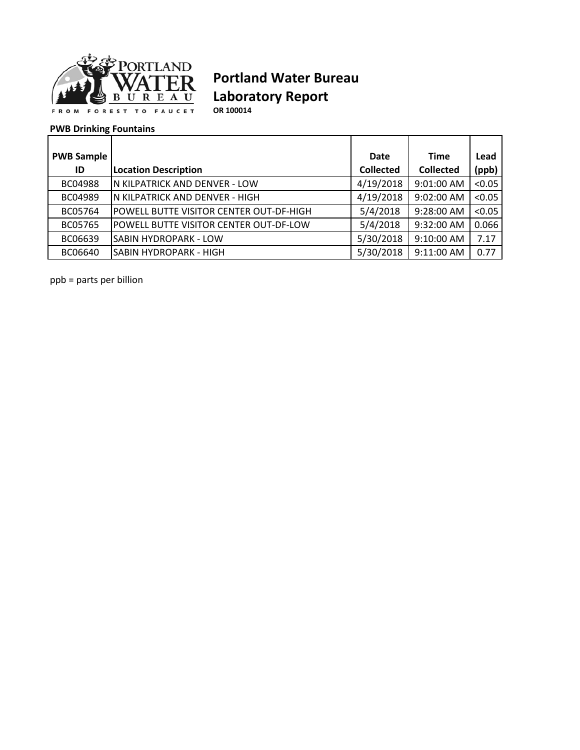# Portland Water Bureau

## Laboratory Report

**OR 100014**

**PWB Drinking Fountains**

| PWB Sample ID | Location Description | Date Collected | Time Collected | Lead (ppb) |
|---|---|---|---|---|
| BC04988 | N KILPATRICK AND DENVER - LOW | 4/19/2018 | 9:01:00 AM | <0.05 |
| BC04989 | N KILPATRICK AND DENVER - HIGH | 4/19/2018 | 9:02:00 AM | <0.05 |
| BC05764 | POWELL BUTTE VISITOR CENTER OUT-DF-HIGH | 5/4/2018 | 9:28:00 AM | <0.05 |
| BC05765 | POWELL BUTTE VISITOR CENTER OUT-DF-LOW | 5/4/2018 | 9:32:00 AM | 0.066 |
| BC06639 | SABIN HYDROPARK - LOW | 5/30/2018 | 9:10:00 AM | 7.17 |
| BC06640 | SABIN HYDROPARK - HIGH | 5/30/2018 | 9:11:00 AM | 0.77 |

ppb = parts per billion